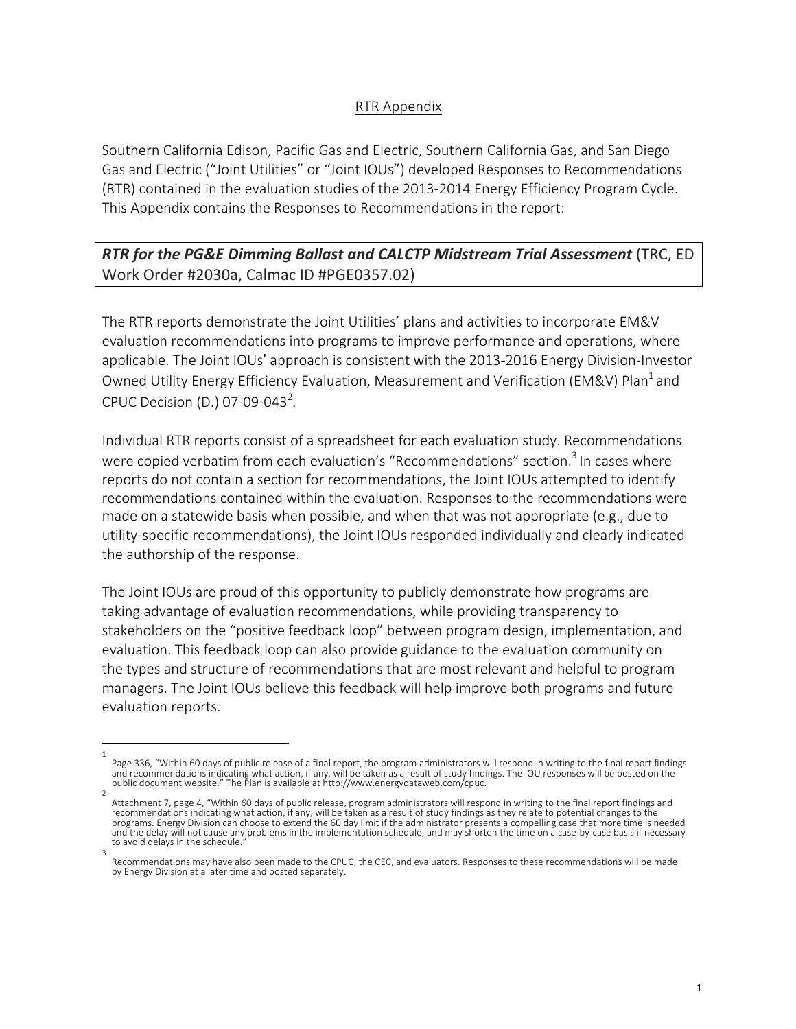## RTR Appendix

Southern California Edison, Pacific Gas and Electric, Southern California Gas, and San Diego Gas and Electric ("Joint Utilities" or "Joint IOUs") developed Responses to Recommendations (RTR) contained in the evaluation studies of the 2013-2014 Energy Efficiency Program Cycle. This Appendix contains the Responses to Recommendations in the report:

***RTR for the PG&E Dimming Ballast and CALCTP Midstream Trial Assessment*** (TRC, ED Work Order #2030a, Calmac ID #PGE0357.02)

The RTR reports demonstrate the Joint Utilities' plans and activities to incorporate EM&V evaluation recommendations into programs to improve performance and operations, where applicable. The Joint IOUs' approach is consistent with the 2013-2016 Energy Division-Investor Owned Utility Energy Efficiency Evaluation, Measurement and Verification (EM&V) Plan[1] and CPUC Decision (D.) 07-09-043[2].

Individual RTR reports consist of a spreadsheet for each evaluation study. Recommendations were copied verbatim from each evaluation's "Recommendations" section.[3] In cases where reports do not contain a section for recommendations, the Joint IOUs attempted to identify recommendations contained within the evaluation. Responses to the recommendations were made on a statewide basis when possible, and when that was not appropriate (e.g., due to utility-specific recommendations), the Joint IOUs responded individually and clearly indicated the authorship of the response.

The Joint IOUs are proud of this opportunity to publicly demonstrate how programs are taking advantage of evaluation recommendations, while providing transparency to stakeholders on the "positive feedback loop" between program design, implementation, and evaluation. This feedback loop can also provide guidance to the evaluation community on the types and structure of recommendations that are most relevant and helpful to program managers. The Joint IOUs believe this feedback will help improve both programs and future evaluation reports.

---

[1] Page 336, "Within 60 days of public release of a final report, the program administrators will respond in writing to the final report findings and recommendations indicating what action, if any, will be taken as a result of study findings. The IOU responses will be posted on the public document website." The Plan is available at http://www.energydataweb.com/cpuc.

[2] Attachment 7, page 4, "Within 60 days of public release, program administrators will respond in writing to the final report findings and recommendations indicating what action, if any, will be taken as a result of study findings as they relate to potential changes to the programs. Energy Division can choose to extend the 60 day limit if the administrator presents a compelling case that more time is needed and the delay will not cause any problems in the implementation schedule, and may shorten the time on a case-by-case basis if necessary to avoid delays in the schedule."

[3] Recommendations may have also been made to the CPUC, the CEC, and evaluators. Responses to these recommendations will be made by Energy Division at a later time and posted separately.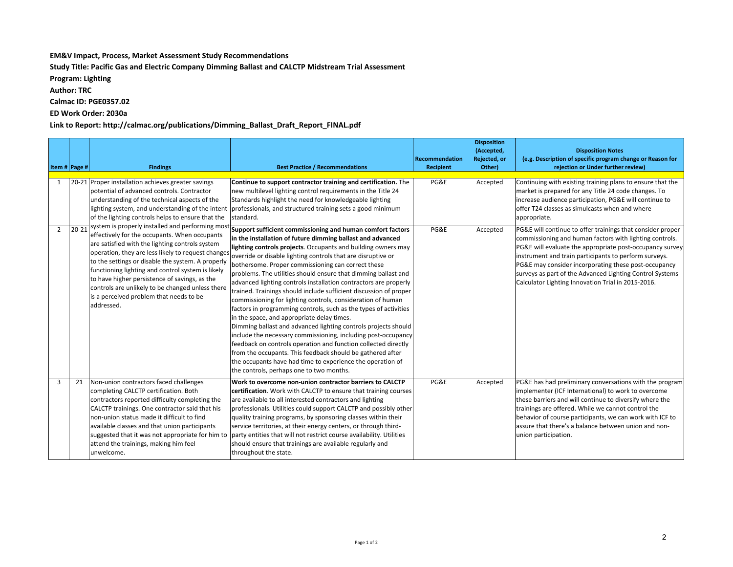**EM&V Impact, Process, Market Assessment Study Recommendations**

**Study Title: Pacific Gas and Electric Company Dimming Ballast and CALCTP Midstream Trial Assessment**

**Program: Lighting**

**Author: TRC**

**Calmac ID: PGE0357.02**

**ED Work Order: 2030a**

**Link to Report: http://calmac.org/publications/Dimming_Ballast_Draft_Report_FINAL.pdf**

| Item # | Page # | Findings | Best Practice / Recommendations | Recommendation Recipient | Disposition (Accepted, Rejected, or Other) | Disposition Notes (e.g. Description of specific program change or Reason for rejection or Under further review) |
|---|---|---|---|---|---|---|
| 1 | 20-21 | Proper installation achieves greater savings potential of advanced controls. Contractor understanding of the technical aspects of the lighting system, and understanding of the intent of the lighting controls helps to ensure that the system is properly installed and performing most effectively for the occupants. When occupants are satisfied with the lighting controls system operation, they are less likely to request changes to the settings or disable the system. A properly functioning lighting and control system is likely to have higher persistence of savings, as the controls are unlikely to be changed unless there is a perceived problem that needs to be addressed. | **Continue to support contractor training and certification.** The new multilevel lighting control requirements in the Title 24 Standards highlight the need for knowledgeable lighting professionals, and structured training sets a good minimum standard. | PG&E | Accepted | Continuing with existing training plans to ensure that the market is prepared for any Title 24 code changes. To increase audience participation, PG&E will continue to offer T24 classes as simulcasts when and where appropriate. |
| 2 | 20-21 | | **Support sufficient commissioning and human comfort factors in the installation of future dimming ballast and advanced lighting controls projects**. Occupants and building owners may override or disable lighting controls that are disruptive or bothersome. Proper commissioning can correct these problems. The utilities should ensure that dimming ballast and advanced lighting controls installation contractors are properly trained. Trainings should include sufficient discussion of proper commissioning for lighting controls, consideration of human factors in programming controls, such as the types of activities in the space, and appropriate delay times. Dimming ballast and advanced lighting controls projects should include the necessary commissioning, including post-occupancy feedback on controls operation and function collected directly from the occupants. This feedback should be gathered after the occupants have had time to experience the operation of the controls, perhaps one to two months. | PG&E | Accepted | PG&E will continue to offer trainings that consider proper commissioning and human factors with lighting controls. PG&E will evaluate the appropriate post-occupancy survey instrument and train participants to perform surveys. PG&E may consider incorporating these post-occupancy surveys as part of the Advanced Lighting Control Systems Calculator Lighting Innovation Trial in 2015-2016. |
| 3 | 21 | Non-union contractors faced challenges completing CALCTP certification. Both contractors reported difficulty completing the CALCTP trainings. One contractor said that his non-union status made it difficult to find available classes and that union participants suggested that it was not appropriate for him to attend the trainings, making him feel unwelcome. | **Work to overcome non-union contractor barriers to CALCTP certification**. Work with CALCTP to ensure that training courses are available to all interested contractors and lighting professionals. Utilities could support CALCTP and possibly other quality training programs, by sponsoring classes within their service territories, at their energy centers, or through third-party entities that will not restrict course availability. Utilities should ensure that trainings are available regularly and throughout the state. | PG&E | Accepted | PG&E has had preliminary conversations with the program implementer (ICF International) to work to overcome these barriers and will continue to diversify where the trainings are offered. While we cannot control the behavior of course participants, we can work with ICF to assure that there's a balance between union and non-union participation. |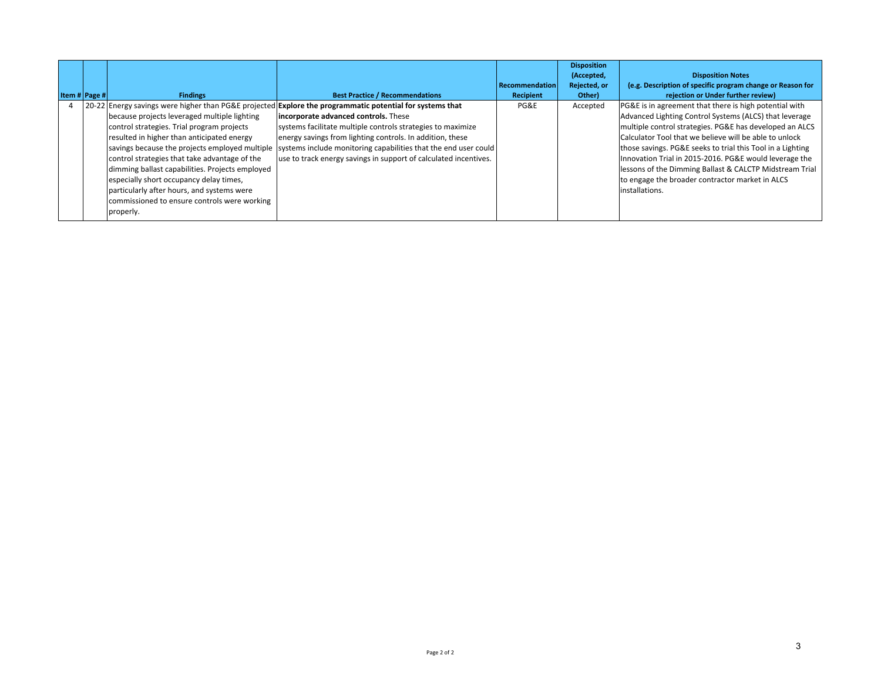| Item # | Page # | Findings | Best Practice / Recommendations | Recommendation Recipient | Disposition (Accepted, Rejected, or Other) | Disposition Notes (e.g. Description of specific program change or Reason for rejection or Under further review) |
|---|---|---|---|---|---|---|
| 4 | 20-22 | Energy savings were higher than PG&E projected because projects leveraged multiple lighting control strategies. Trial program projects resulted in higher than anticipated energy savings because the projects employed multiple control strategies that take advantage of the dimming ballast capabilities. Projects employed especially short occupancy delay times, particularly after hours, and systems were commissioned to ensure controls were working properly. | **Explore the programmatic potential for systems that incorporate advanced controls.** These systems facilitate multiple controls strategies to maximize energy savings from lighting controls. In addition, these systems include monitoring capabilities that the end user could use to track energy savings in support of calculated incentives. | PG&E | Accepted | PG&E is in agreement that there is high potential with Advanced Lighting Control Systems (ALCS) that leverage multiple control strategies. PG&E has developed an ALCS Calculator Tool that we believe will be able to unlock those savings. PG&E seeks to trial this Tool in a Lighting Innovation Trial in 2015-2016. PG&E would leverage the lessons of the Dimming Ballast & CALCTP Midstream Trial to engage the broader contractor market in ALCS installations. |